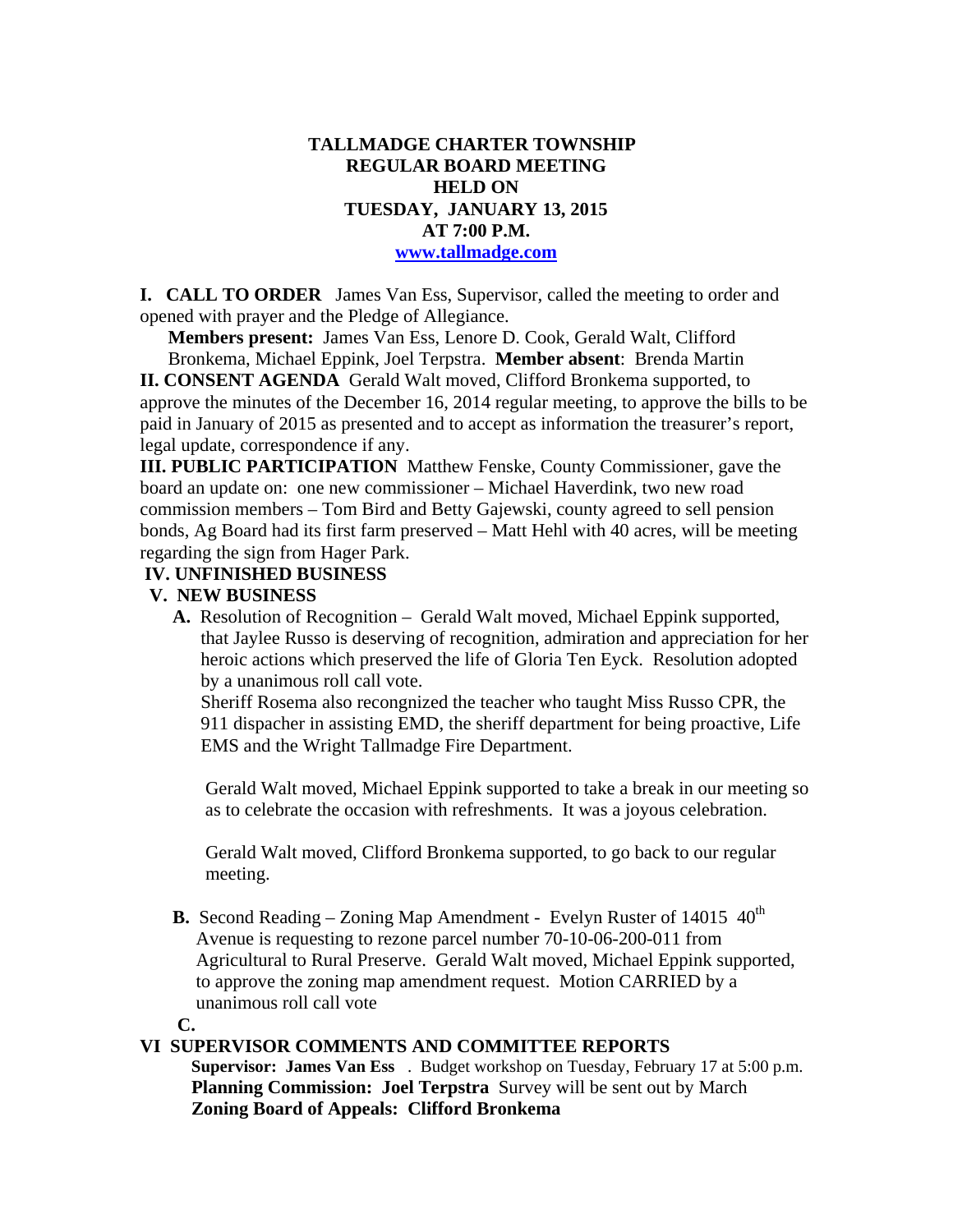# TALLMADGE CHARTER TOWNSHIP
## REGULAR BOARD MEETING
## HELD ON
## TUESDAY, JANUARY 13, 2015
## AT 7:00 P.M.
**www.tallmadge.com**

**I. CALL TO ORDER** James Van Ess, Supervisor, called the meeting to order and opened with prayer and the Pledge of Allegiance.

**Members present:** James Van Ess, Lenore D. Cook, Gerald Walt, Clifford Bronkema, Michael Eppink, Joel Terpstra. **Member absent**: Brenda Martin

**II. CONSENT AGENDA** Gerald Walt moved, Clifford Bronkema supported, to approve the minutes of the December 16, 2014 regular meeting, to approve the bills to be paid in January of 2015 as presented and to accept as information the treasurer's report, legal update, correspondence if any.

**III. PUBLIC PARTICIPATION** Matthew Fenske, County Commissioner, gave the board an update on: one new commissioner – Michael Haverdink, two new road commission members – Tom Bird and Betty Gajewski, county agreed to sell pension bonds, Ag Board had its first farm preserved – Matt Hehl with 40 acres, will be meeting regarding the sign from Hager Park.

**IV. UNFINISHED BUSINESS**

**V. NEW BUSINESS**

**A.** Resolution of Recognition – Gerald Walt moved, Michael Eppink supported, that Jaylee Russo is deserving of recognition, admiration and appreciation for her heroic actions which preserved the life of Gloria Ten Eyck. Resolution adopted by a unanimous roll call vote.

Sheriff Rosema also recongnized the teacher who taught Miss Russo CPR, the 911 dispacher in assisting EMD, the sheriff department for being proactive, Life EMS and the Wright Tallmadge Fire Department.

Gerald Walt moved, Michael Eppink supported to take a break in our meeting so as to celebrate the occasion with refreshments. It was a joyous celebration.

Gerald Walt moved, Clifford Bronkema supported, to go back to our regular meeting.

**B.** Second Reading – Zoning Map Amendment - Evelyn Ruster of 14015 40th Avenue is requesting to rezone parcel number 70-10-06-200-011 from Agricultural to Rural Preserve. Gerald Walt moved, Michael Eppink supported, to approve the zoning map amendment request. Motion CARRIED by a unanimous roll call vote

**C.**

**VI SUPERVISOR COMMENTS AND COMMITTEE REPORTS**

**Supervisor: James Van Ess** . Budget workshop on Tuesday, February 17 at 5:00 p.m.

**Planning Commission: Joel Terpstra** Survey will be sent out by March

**Zoning Board of Appeals: Clifford Bronkema**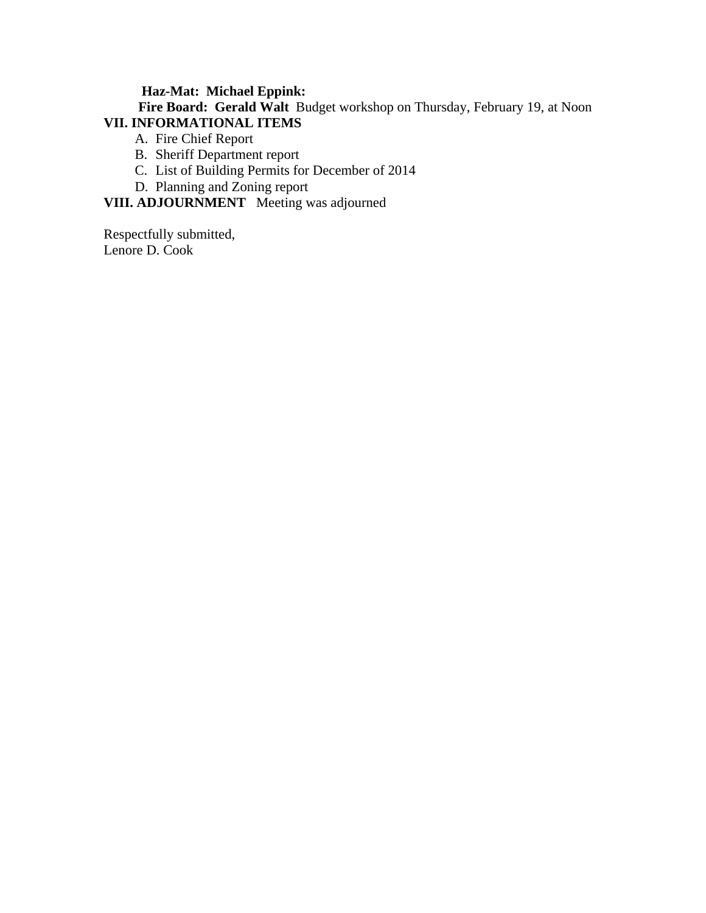**Haz-Mat: Michael Eppink:**

**Fire Board: Gerald Walt** Budget workshop on Thursday, February 19, at Noon

**VII. INFORMATIONAL ITEMS**

A. Fire Chief Report
B. Sheriff Department report
C. List of Building Permits for December of 2014
D. Planning and Zoning report

**VIII. ADJOURNMENT** Meeting was adjourned

Respectfully submitted,
Lenore D. Cook